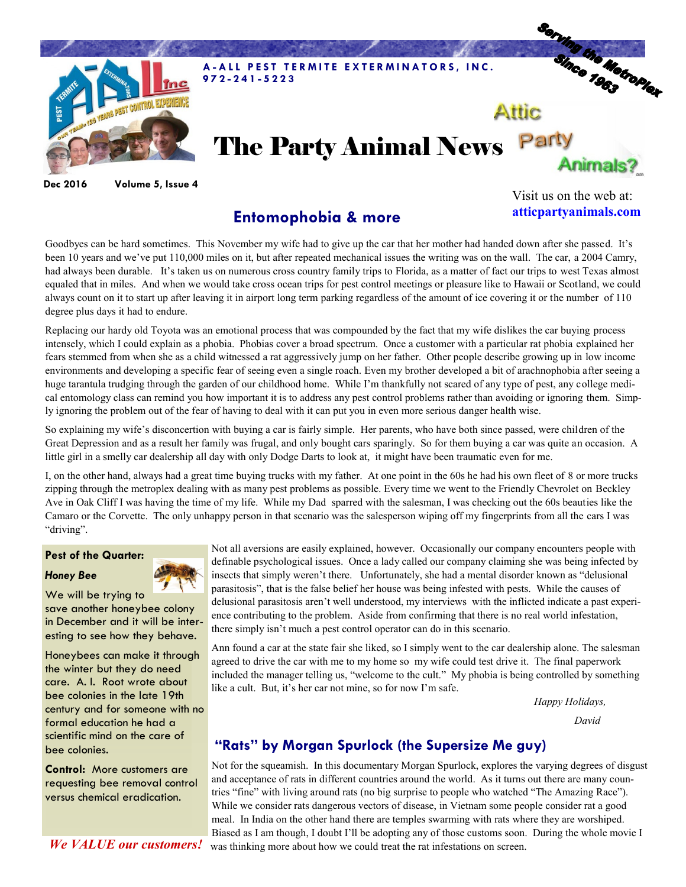A-ALL PEST TERMITE EXTERMINATORS, INC.
972-241-5223

Serving the MetroPlex Since 1963

# The Party Animal News

Attic Party Animals?

Dec 2016 Volume 5, Issue 4

Visit us on the web at: **atticpartyanimals.com**

## Entomophobia & more

Goodbyes can be hard sometimes. This November my wife had to give up the car that her mother had handed down after she passed. It's been 10 years and we've put 110,000 miles on it, but after repeated mechanical issues the writing was on the wall. The car, a 2004 Camry, had always been durable. It's taken us on numerous cross country family trips to Florida, as a matter of fact our trips to west Texas almost equaled that in miles. And when we would take cross ocean trips for pest control meetings or pleasure like to Hawaii or Scotland, we could always count on it to start up after leaving it in airport long term parking regardless of the amount of ice covering it or the number of 110 degree plus days it had to endure.

Replacing our hardy old Toyota was an emotional process that was compounded by the fact that my wife dislikes the car buying process intensely, which I could explain as a phobia. Phobias cover a broad spectrum. Once a customer with a particular rat phobia explained her fears stemmed from when she as a child witnessed a rat aggressively jump on her father. Other people describe growing up in low income environments and developing a specific fear of seeing even a single roach. Even my brother developed a bit of arachnophobia after seeing a huge tarantula trudging through the garden of our childhood home. While I'm thankfully not scared of any type of pest, any college medical entomology class can remind you how important it is to address any pest control problems rather than avoiding or ignoring them. Simply ignoring the problem out of the fear of having to deal with it can put you in even more serious danger health wise.

So explaining my wife's disconcertion with buying a car is fairly simple. Her parents, who have both since passed, were children of the Great Depression and as a result her family was frugal, and only bought cars sparingly. So for them buying a car was quite an occasion. A little girl in a smelly car dealership all day with only Dodge Darts to look at, it might have been traumatic even for me.

I, on the other hand, always had a great time buying trucks with my father. At one point in the 60s he had his own fleet of 8 or more trucks zipping through the metroplex dealing with as many pest problems as possible. Every time we went to the Friendly Chevrolet on Beckley Ave in Oak Cliff I was having the time of my life. While my Dad sparred with the salesman, I was checking out the 60s beauties like the Camaro or the Corvette. The only unhappy person in that scenario was the salesperson wiping off my fingerprints from all the cars I was "driving".

Not all aversions are easily explained, however. Occasionally our company encounters people with definable psychological issues. Once a lady called our company claiming she was being infected by insects that simply weren't there. Unfortunately, she had a mental disorder known as "delusional parasitosis", that is the false belief her house was being infested with pests. While the causes of delusional parasitosis aren't well understood, my interviews with the inflicted indicate a past experience contributing to the problem. Aside from confirming that there is no real world infestation, there simply isn't much a pest control operator can do in this scenario.

Ann found a car at the state fair she liked, so I simply went to the car dealership alone. The salesman agreed to drive the car with me to my home so my wife could test drive it. The final paperwork included the manager telling us, "welcome to the cult." My phobia is being controlled by something like a cult. But, it's her car not mine, so for now I'm safe.

*Happy Holidays,*

*David*

**Pest of the Quarter:**

***Honey Bee***

We will be trying to save another honeybee colony in December and it will be interesting to see how they behave.

Honeybees can make it through the winter but they do need care. A. I. Root wrote about bee colonies in the late 19th century and for someone with no formal education he had a scientific mind on the care of bee colonies.

**Control:** More customers are requesting bee removal control versus chemical eradication.

***We VALUE our customers!***

## "Rats" by Morgan Spurlock (the Supersize Me guy)

Not for the squeamish. In this documentary Morgan Spurlock, explores the varying degrees of disgust and acceptance of rats in different countries around the world. As it turns out there are many countries "fine" with living around rats (no big surprise to people who watched "The Amazing Race"). While we consider rats dangerous vectors of disease, in Vietnam some people consider rat a good meal. In India on the other hand there are temples swarming with rats where they are worshiped. Biased as I am though, I doubt I'll be adopting any of those customs soon. During the whole movie I was thinking more about how we could treat the rat infestations on screen.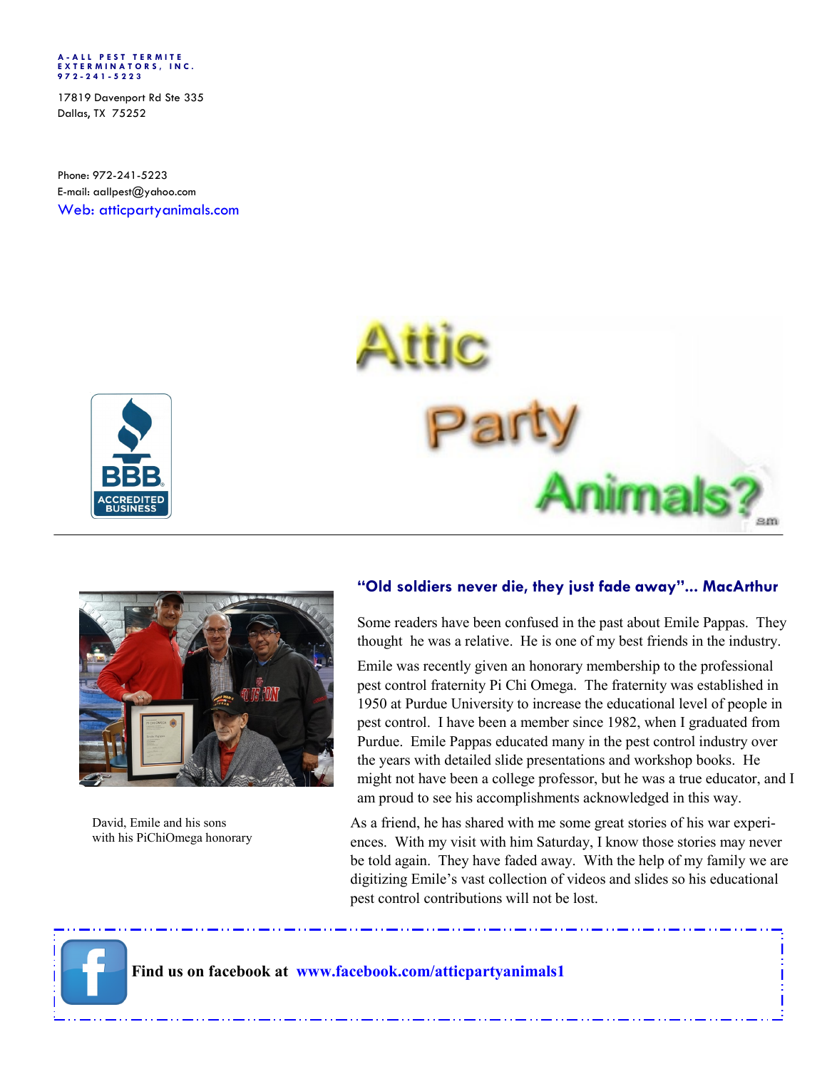A-ALL PEST TERMITE EXTERMINATORS, INC.
972-241-5223

17819 Davenport Rd Ste 335
Dallas, TX 75252

Phone: 972-241-5223
E-mail: aallpest@yahoo.com
Web: atticpartyanimals.com

Attic Party Animals?

## "Old soldiers never die, they just fade away"… MacArthur

Some readers have been confused in the past about Emile Pappas. They thought he was a relative. He is one of my best friends in the industry.

Emile was recently given an honorary membership to the professional pest control fraternity Pi Chi Omega. The fraternity was established in 1950 at Purdue University to increase the educational level of people in pest control. I have been a member since 1982, when I graduated from Purdue. Emile Pappas educated many in the pest control industry over the years with detailed slide presentations and workshop books. He might not have been a college professor, but he was a true educator, and I am proud to see his accomplishments acknowledged in this way.

David, Emile and his sons with his PiChiOmega honorary

As a friend, he has shared with me some great stories of his war experiences. With my visit with him Saturday, I know those stories may never be told again. They have faded away. With the help of my family we are digitizing Emile's vast collection of videos and slides so his educational pest control contributions will not be lost.

**Find us on facebook at www.facebook.com/atticpartyanimals1**